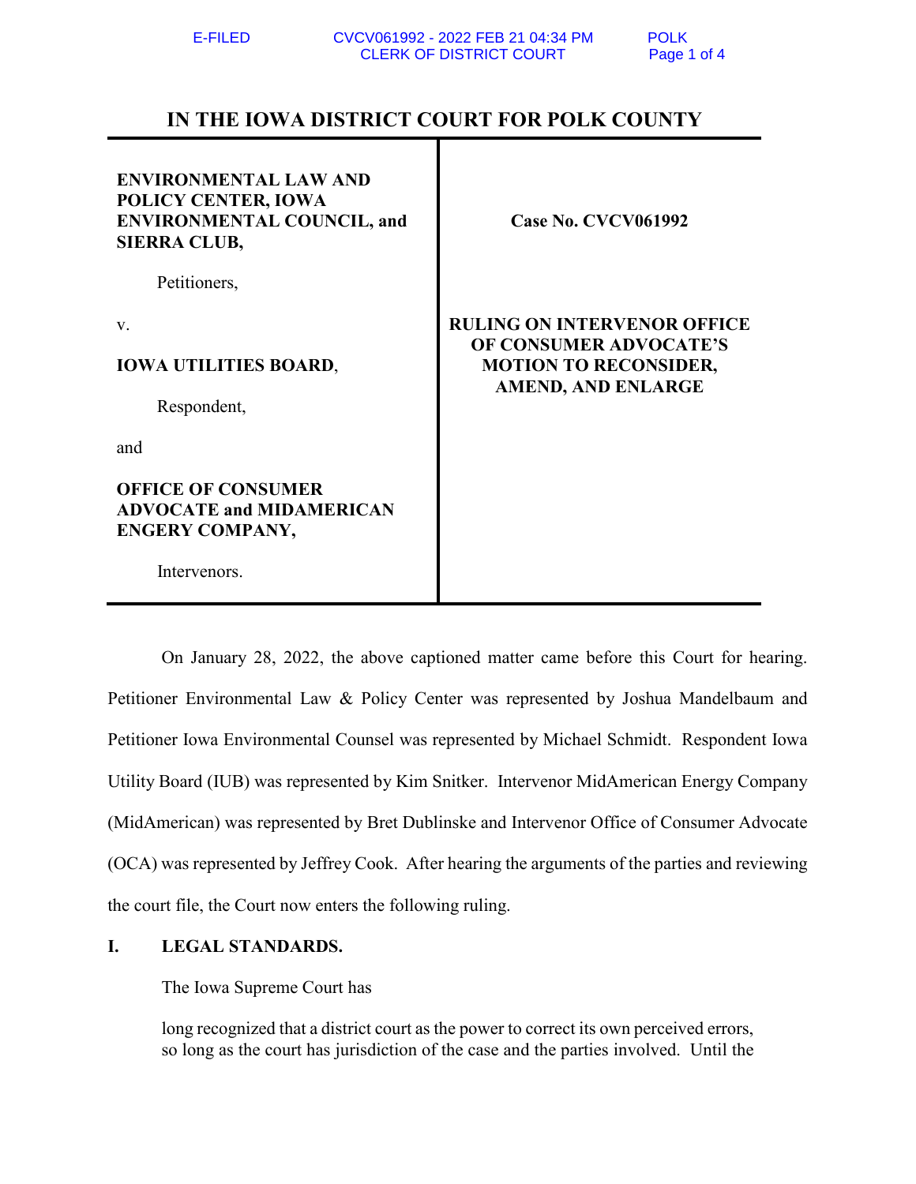# IN THE IOWA DISTRICT COURT FOR POLK COUNTY

| | |
|---|---|
| **ENVIRONMENTAL LAW AND POLICY CENTER, IOWA ENVIRONMENTAL COUNCIL, and SIERRA CLUB,**<br><br>Petitioners,<br><br>v.<br><br>**IOWA UTILITIES BOARD**,<br><br>Respondent,<br><br>and<br><br>**OFFICE OF CONSUMER ADVOCATE and MIDAMERICAN ENGERY COMPANY,**<br><br>Intervenors. | **Case No. CVCV061992**<br><br>**RULING ON INTERVENOR OFFICE OF CONSUMER ADVOCATE'S MOTION TO RECONSIDER, AMEND, AND ENLARGE** |

On January 28, 2022, the above captioned matter came before this Court for hearing. Petitioner Environmental Law & Policy Center was represented by Joshua Mandelbaum and Petitioner Iowa Environmental Counsel was represented by Michael Schmidt. Respondent Iowa Utility Board (IUB) was represented by Kim Snitker. Intervenor MidAmerican Energy Company (MidAmerican) was represented by Bret Dublinske and Intervenor Office of Consumer Advocate (OCA) was represented by Jeffrey Cook. After hearing the arguments of the parties and reviewing the court file, the Court now enters the following ruling.

## I. LEGAL STANDARDS.

The Iowa Supreme Court has

> long recognized that a district court as the power to correct its own perceived errors, so long as the court has jurisdiction of the case and the parties involved. Until the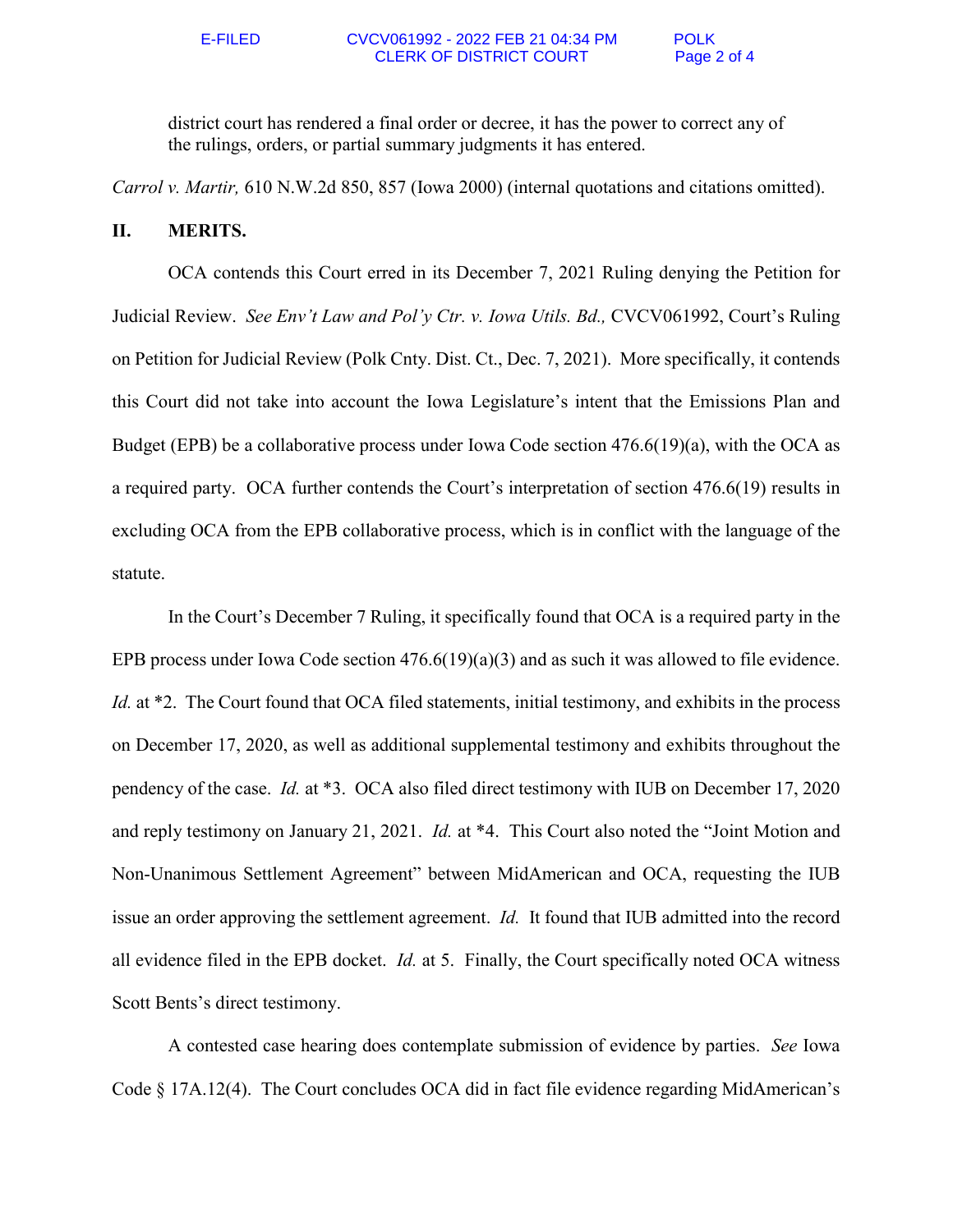district court has rendered a final order or decree, it has the power to correct any of the rulings, orders, or partial summary judgments it has entered.

*Carrol v. Martir,* 610 N.W.2d 850, 857 (Iowa 2000) (internal quotations and citations omitted).

## II. MERITS.

OCA contends this Court erred in its December 7, 2021 Ruling denying the Petition for Judicial Review. *See Env't Law and Pol'y Ctr. v. Iowa Utils. Bd.,* CVCV061992, Court's Ruling on Petition for Judicial Review (Polk Cnty. Dist. Ct., Dec. 7, 2021). More specifically, it contends this Court did not take into account the Iowa Legislature's intent that the Emissions Plan and Budget (EPB) be a collaborative process under Iowa Code section 476.6(19)(a), with the OCA as a required party. OCA further contends the Court's interpretation of section 476.6(19) results in excluding OCA from the EPB collaborative process, which is in conflict with the language of the statute.

In the Court's December 7 Ruling, it specifically found that OCA is a required party in the EPB process under Iowa Code section 476.6(19)(a)(3) and as such it was allowed to file evidence. *Id.* at *2. The Court found that OCA filed statements, initial testimony, and exhibits in the process on December 17, 2020, as well as additional supplemental testimony and exhibits throughout the pendency of the case. *Id.* at *3. OCA also filed direct testimony with IUB on December 17, 2020 and reply testimony on January 21, 2021. *Id.* at *4. This Court also noted the "Joint Motion and Non-Unanimous Settlement Agreement" between MidAmerican and OCA, requesting the IUB issue an order approving the settlement agreement. *Id.* It found that IUB admitted into the record all evidence filed in the EPB docket. *Id.* at 5. Finally, the Court specifically noted OCA witness Scott Bents's direct testimony.

A contested case hearing does contemplate submission of evidence by parties. *See* Iowa Code § 17A.12(4). The Court concludes OCA did in fact file evidence regarding MidAmerican's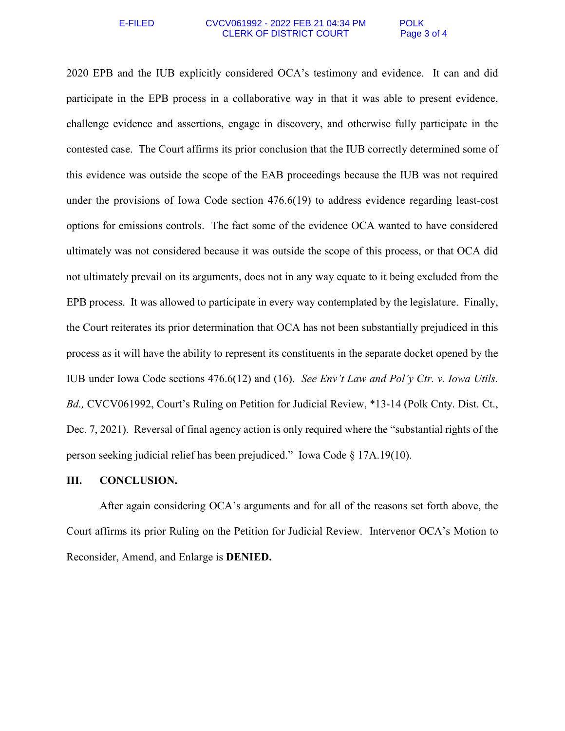2020 EPB and the IUB explicitly considered OCA's testimony and evidence. It can and did participate in the EPB process in a collaborative way in that it was able to present evidence, challenge evidence and assertions, engage in discovery, and otherwise fully participate in the contested case. The Court affirms its prior conclusion that the IUB correctly determined some of this evidence was outside the scope of the EAB proceedings because the IUB was not required under the provisions of Iowa Code section 476.6(19) to address evidence regarding least-cost options for emissions controls. The fact some of the evidence OCA wanted to have considered ultimately was not considered because it was outside the scope of this process, or that OCA did not ultimately prevail on its arguments, does not in any way equate to it being excluded from the EPB process. It was allowed to participate in every way contemplated by the legislature. Finally, the Court reiterates its prior determination that OCA has not been substantially prejudiced in this process as it will have the ability to represent its constituents in the separate docket opened by the IUB under Iowa Code sections 476.6(12) and (16). *See Env't Law and Pol'y Ctr. v. Iowa Utils. Bd.,* CVCV061992, Court's Ruling on Petition for Judicial Review, *13-14 (Polk Cnty. Dist. Ct., Dec. 7, 2021). Reversal of final agency action is only required where the "substantial rights of the person seeking judicial relief has been prejudiced." Iowa Code § 17A.19(10).

## III. CONCLUSION.

After again considering OCA's arguments and for all of the reasons set forth above, the Court affirms its prior Ruling on the Petition for Judicial Review. Intervenor OCA's Motion to Reconsider, Amend, and Enlarge is **DENIED.**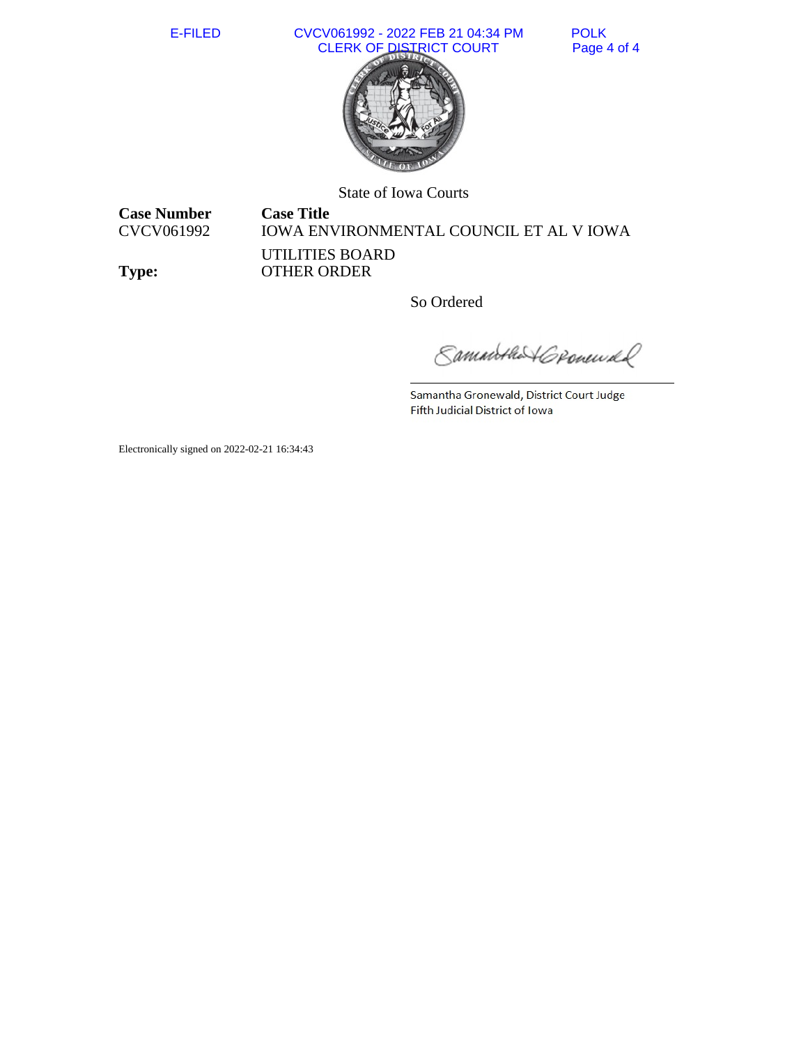State of Iowa Courts

| | |
|---|---|
| **Case Number** | **Case Title** |
| CVCV061992 | IOWA ENVIRONMENTAL COUNCIL ET AL V IOWA UTILITIES BOARD |
| **Type:** | OTHER ORDER |

So Ordered

Samantha Gronewald, District Court Judge
Fifth Judicial District of Iowa

Electronically signed on 2022-02-21 16:34:43